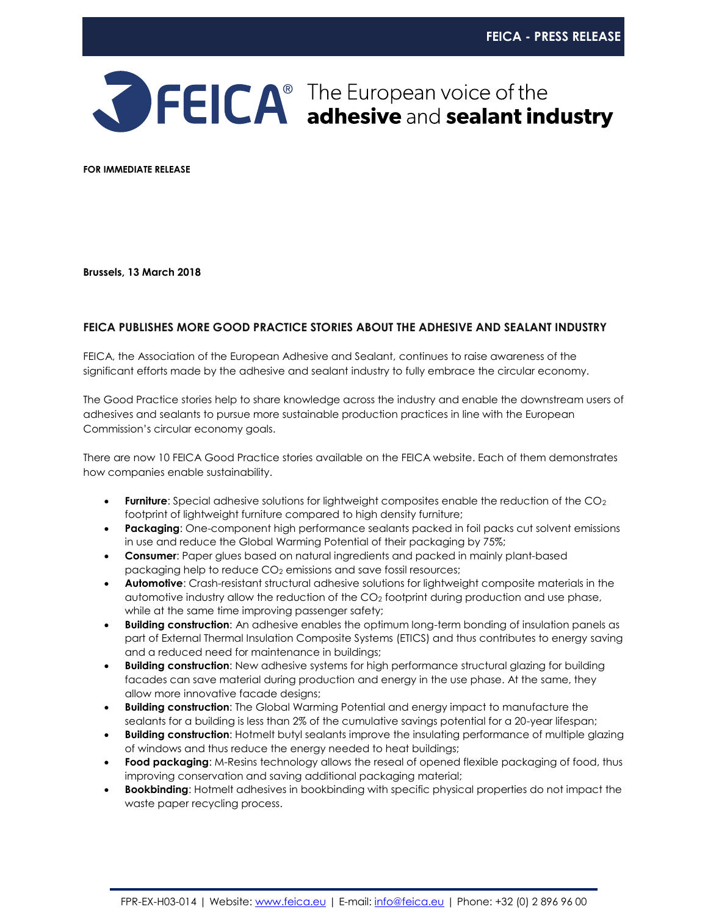FEICA - PRESS RELEASE

FEICA® The European voice of the **adhesive** and **sealant industry**

**FOR IMMEDIATE RELEASE**

**Brussels, 13 March 2018**

**FEICA PUBLISHES MORE GOOD PRACTICE STORIES ABOUT THE ADHESIVE AND SEALANT INDUSTRY**

FEICA, the Association of the European Adhesive and Sealant, continues to raise awareness of the significant efforts made by the adhesive and sealant industry to fully embrace the circular economy.

The Good Practice stories help to share knowledge across the industry and enable the downstream users of adhesives and sealants to pursue more sustainable production practices in line with the European Commission's circular economy goals.

There are now 10 FEICA Good Practice stories available on the FEICA website. Each of them demonstrates how companies enable sustainability.

- **Furniture**: Special adhesive solutions for lightweight composites enable the reduction of the $CO_2$ footprint of lightweight furniture compared to high density furniture;
- **Packaging**: One-component high performance sealants packed in foil packs cut solvent emissions in use and reduce the Global Warming Potential of their packaging by 75%;
- **Consumer**: Paper glues based on natural ingredients and packed in mainly plant-based packaging help to reduce $CO_2$ emissions and save fossil resources;
- **Automotive**: Crash-resistant structural adhesive solutions for lightweight composite materials in the automotive industry allow the reduction of the $CO_2$ footprint during production and use phase, while at the same time improving passenger safety;
- **Building construction**: An adhesive enables the optimum long-term bonding of insulation panels as part of External Thermal Insulation Composite Systems (ETICS) and thus contributes to energy saving and a reduced need for maintenance in buildings;
- **Building construction**: New adhesive systems for high performance structural glazing for building facades can save material during production and energy in the use phase. At the same, they allow more innovative facade designs;
- **Building construction**: The Global Warming Potential and energy impact to manufacture the sealants for a building is less than 2% of the cumulative savings potential for a 20-year lifespan;
- **Building construction**: Hotmelt butyl sealants improve the insulating performance of multiple glazing of windows and thus reduce the energy needed to heat buildings;
- **Food packaging**: M-Resins technology allows the reseal of opened flexible packaging of food, thus improving conservation and saving additional packaging material;
- **Bookbinding**: Hotmelt adhesives in bookbinding with specific physical properties do not impact the waste paper recycling process.

FPR-EX-H03-014 | Website: www.feica.eu | E-mail: info@feica.eu | Phone: +32 (0) 2 896 96 00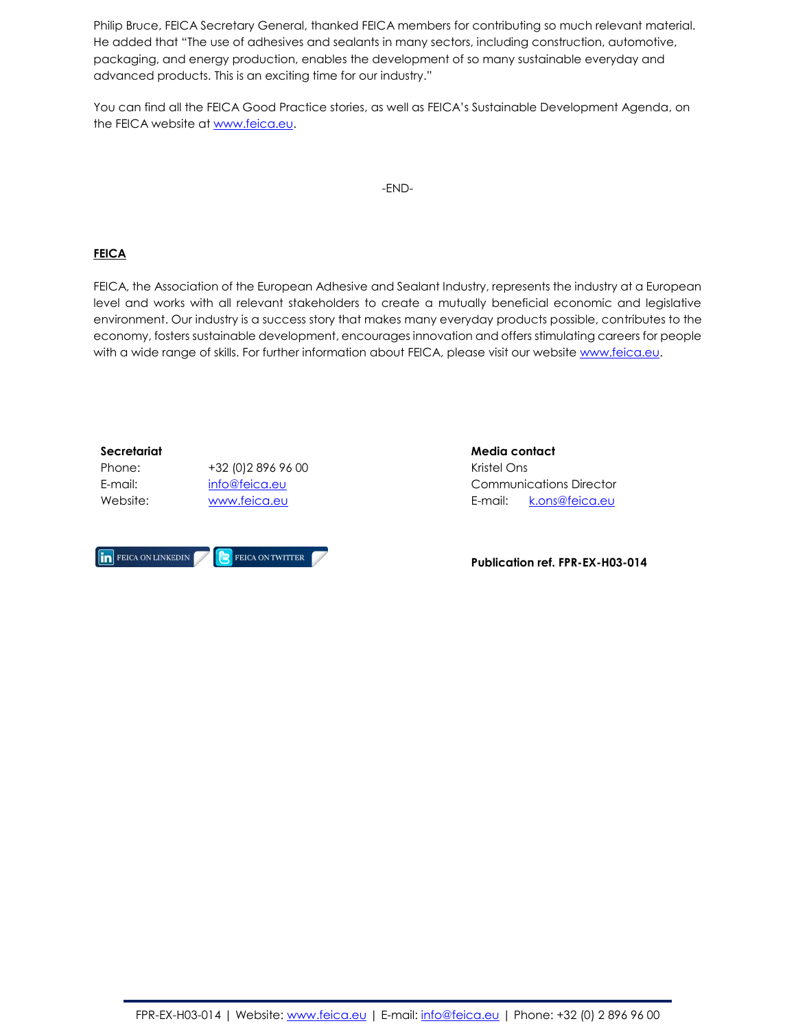Philip Bruce, FEICA Secretary General, thanked FEICA members for contributing so much relevant material. He added that "The use of adhesives and sealants in many sectors, including construction, automotive, packaging, and energy production, enables the development of so many sustainable everyday and advanced products. This is an exciting time for our industry."

You can find all the FEICA Good Practice stories, as well as FEICA's Sustainable Development Agenda, on the FEICA website at www.feica.eu.

-END-

**FEICA**

FEICA, the Association of the European Adhesive and Sealant Industry, represents the industry at a European level and works with all relevant stakeholders to create a mutually beneficial economic and legislative environment. Our industry is a success story that makes many everyday products possible, contributes to the economy, fosters sustainable development, encourages innovation and offers stimulating careers for people with a wide range of skills. For further information about FEICA, please visit our website www.feica.eu.

**Secretariat**

Phone: +32 (0)2 896 96 00
E-mail: info@feica.eu
Website: www.feica.eu

**Media contact**

Kristel Ons
Communications Director
E-mail: k.ons@feica.eu

FEICA ON LINKEDIN | FEICA ON TWITTER

**Publication ref. FPR-EX-H03-014**